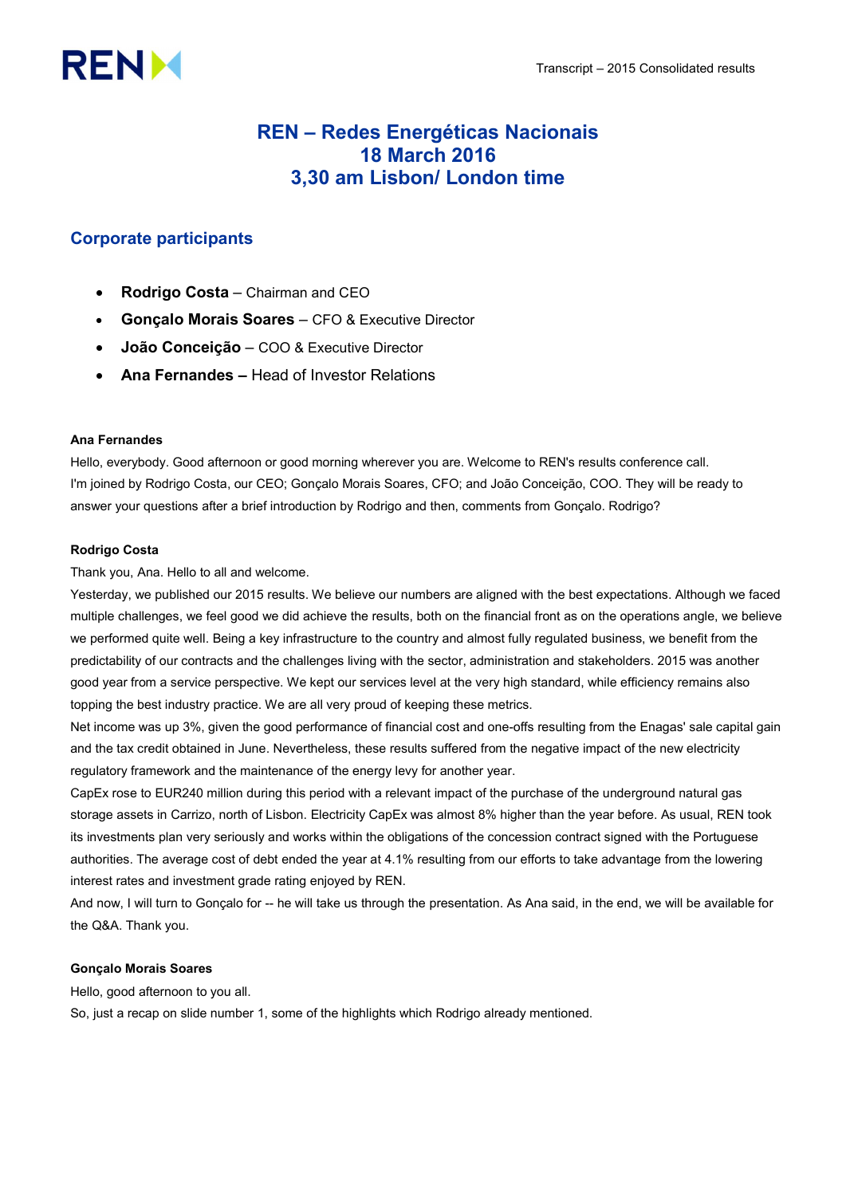# REN – Redes Energéticas Nacionais
# 18 March 2016
# 3,30 am Lisbon/ London time

## Corporate participants

- **Rodrigo Costa** – Chairman and CEO
- **Gonçalo Morais Soares** – CFO & Executive Director
- **João Conceição** – COO & Executive Director
- **Ana Fernandes –** Head of Investor Relations

**Ana Fernandes**

Hello, everybody. Good afternoon or good morning wherever you are. Welcome to REN's results conference call. I'm joined by Rodrigo Costa, our CEO; Gonçalo Morais Soares, CFO; and João Conceição, COO. They will be ready to answer your questions after a brief introduction by Rodrigo and then, comments from Gonçalo. Rodrigo?

**Rodrigo Costa**

Thank you, Ana. Hello to all and welcome.

Yesterday, we published our 2015 results. We believe our numbers are aligned with the best expectations. Although we faced multiple challenges, we feel good we did achieve the results, both on the financial front as on the operations angle, we believe we performed quite well. Being a key infrastructure to the country and almost fully regulated business, we benefit from the predictability of our contracts and the challenges living with the sector, administration and stakeholders. 2015 was another good year from a service perspective. We kept our services level at the very high standard, while efficiency remains also topping the best industry practice. We are all very proud of keeping these metrics.

Net income was up 3%, given the good performance of financial cost and one-offs resulting from the Enagas' sale capital gain and the tax credit obtained in June. Nevertheless, these results suffered from the negative impact of the new electricity regulatory framework and the maintenance of the energy levy for another year.

CapEx rose to EUR240 million during this period with a relevant impact of the purchase of the underground natural gas storage assets in Carrizo, north of Lisbon. Electricity CapEx was almost 8% higher than the year before. As usual, REN took its investments plan very seriously and works within the obligations of the concession contract signed with the Portuguese authorities. The average cost of debt ended the year at 4.1% resulting from our efforts to take advantage from the lowering interest rates and investment grade rating enjoyed by REN.

And now, I will turn to Gonçalo for -- he will take us through the presentation. As Ana said, in the end, we will be available for the Q&A. Thank you.

**Gonçalo Morais Soares**

Hello, good afternoon to you all.

So, just a recap on slide number 1, some of the highlights which Rodrigo already mentioned.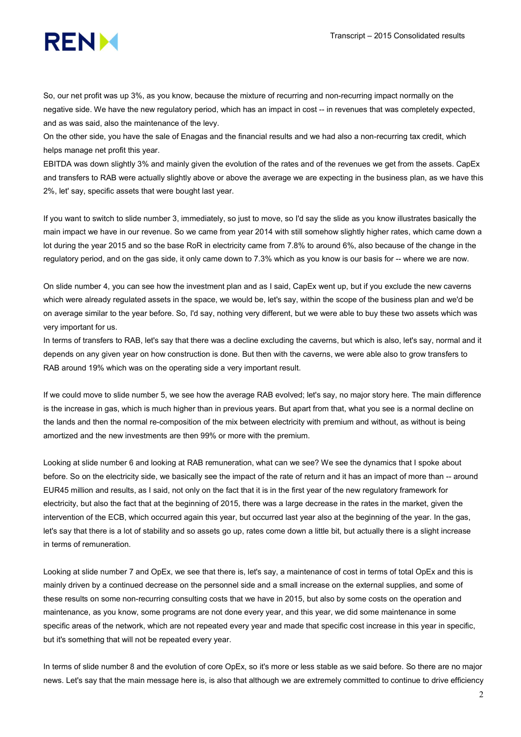So, our net profit was up 3%, as you know, because the mixture of recurring and non-recurring impact normally on the negative side. We have the new regulatory period, which has an impact in cost -- in revenues that was completely expected, and as was said, also the maintenance of the levy.

On the other side, you have the sale of Enagas and the financial results and we had also a non-recurring tax credit, which helps manage net profit this year.

EBITDA was down slightly 3% and mainly given the evolution of the rates and of the revenues we get from the assets. CapEx and transfers to RAB were actually slightly above or above the average we are expecting in the business plan, as we have this 2%, let' say, specific assets that were bought last year.

If you want to switch to slide number 3, immediately, so just to move, so I'd say the slide as you know illustrates basically the main impact we have in our revenue. So we came from year 2014 with still somehow slightly higher rates, which came down a lot during the year 2015 and so the base RoR in electricity came from 7.8% to around 6%, also because of the change in the regulatory period, and on the gas side, it only came down to 7.3% which as you know is our basis for -- where we are now.

On slide number 4, you can see how the investment plan and as I said, CapEx went up, but if you exclude the new caverns which were already regulated assets in the space, we would be, let's say, within the scope of the business plan and we'd be on average similar to the year before. So, I'd say, nothing very different, but we were able to buy these two assets which was very important for us.

In terms of transfers to RAB, let's say that there was a decline excluding the caverns, but which is also, let's say, normal and it depends on any given year on how construction is done. But then with the caverns, we were able also to grow transfers to RAB around 19% which was on the operating side a very important result.

If we could move to slide number 5, we see how the average RAB evolved; let's say, no major story here. The main difference is the increase in gas, which is much higher than in previous years. But apart from that, what you see is a normal decline on the lands and then the normal re-composition of the mix between electricity with premium and without, as without is being amortized and the new investments are then 99% or more with the premium.

Looking at slide number 6 and looking at RAB remuneration, what can we see? We see the dynamics that I spoke about before. So on the electricity side, we basically see the impact of the rate of return and it has an impact of more than -- around EUR45 million and results, as I said, not only on the fact that it is in the first year of the new regulatory framework for electricity, but also the fact that at the beginning of 2015, there was a large decrease in the rates in the market, given the intervention of the ECB, which occurred again this year, but occurred last year also at the beginning of the year. In the gas, let's say that there is a lot of stability and so assets go up, rates come down a little bit, but actually there is a slight increase in terms of remuneration.

Looking at slide number 7 and OpEx, we see that there is, let's say, a maintenance of cost in terms of total OpEx and this is mainly driven by a continued decrease on the personnel side and a small increase on the external supplies, and some of these results on some non-recurring consulting costs that we have in 2015, but also by some costs on the operation and maintenance, as you know, some programs are not done every year, and this year, we did some maintenance in some specific areas of the network, which are not repeated every year and made that specific cost increase in this year in specific, but it's something that will not be repeated every year.

In terms of slide number 8 and the evolution of core OpEx, so it's more or less stable as we said before. So there are no major news. Let's say that the main message here is, is also that although we are extremely committed to continue to drive efficiency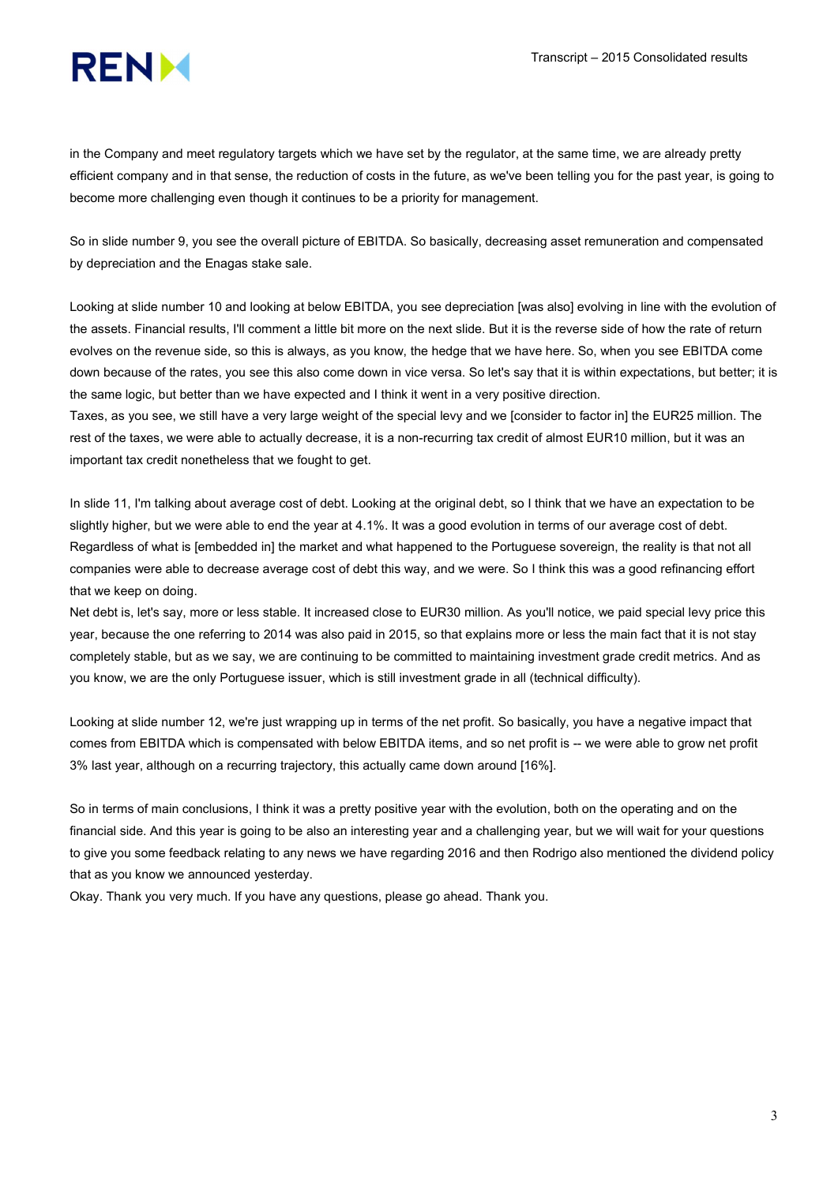in the Company and meet regulatory targets which we have set by the regulator, at the same time, we are already pretty efficient company and in that sense, the reduction of costs in the future, as we've been telling you for the past year, is going to become more challenging even though it continues to be a priority for management.

So in slide number 9, you see the overall picture of EBITDA. So basically, decreasing asset remuneration and compensated by depreciation and the Enagas stake sale.

Looking at slide number 10 and looking at below EBITDA, you see depreciation [was also] evolving in line with the evolution of the assets. Financial results, I'll comment a little bit more on the next slide. But it is the reverse side of how the rate of return evolves on the revenue side, so this is always, as you know, the hedge that we have here. So, when you see EBITDA come down because of the rates, you see this also come down in vice versa. So let's say that it is within expectations, but better; it is the same logic, but better than we have expected and I think it went in a very positive direction.
Taxes, as you see, we still have a very large weight of the special levy and we [consider to factor in] the EUR25 million. The rest of the taxes, we were able to actually decrease, it is a non-recurring tax credit of almost EUR10 million, but it was an important tax credit nonetheless that we fought to get.

In slide 11, I'm talking about average cost of debt. Looking at the original debt, so I think that we have an expectation to be slightly higher, but we were able to end the year at 4.1%. It was a good evolution in terms of our average cost of debt. Regardless of what is [embedded in] the market and what happened to the Portuguese sovereign, the reality is that not all companies were able to decrease average cost of debt this way, and we were. So I think this was a good refinancing effort that we keep on doing.
Net debt is, let's say, more or less stable. It increased close to EUR30 million. As you'll notice, we paid special levy price this year, because the one referring to 2014 was also paid in 2015, so that explains more or less the main fact that it is not stay completely stable, but as we say, we are continuing to be committed to maintaining investment grade credit metrics. And as you know, we are the only Portuguese issuer, which is still investment grade in all (technical difficulty).

Looking at slide number 12, we're just wrapping up in terms of the net profit. So basically, you have a negative impact that comes from EBITDA which is compensated with below EBITDA items, and so net profit is -- we were able to grow net profit 3% last year, although on a recurring trajectory, this actually came down around [16%].

So in terms of main conclusions, I think it was a pretty positive year with the evolution, both on the operating and on the financial side. And this year is going to be also an interesting year and a challenging year, but we will wait for your questions to give you some feedback relating to any news we have regarding 2016 and then Rodrigo also mentioned the dividend policy that as you know we announced yesterday.
Okay. Thank you very much. If you have any questions, please go ahead. Thank you.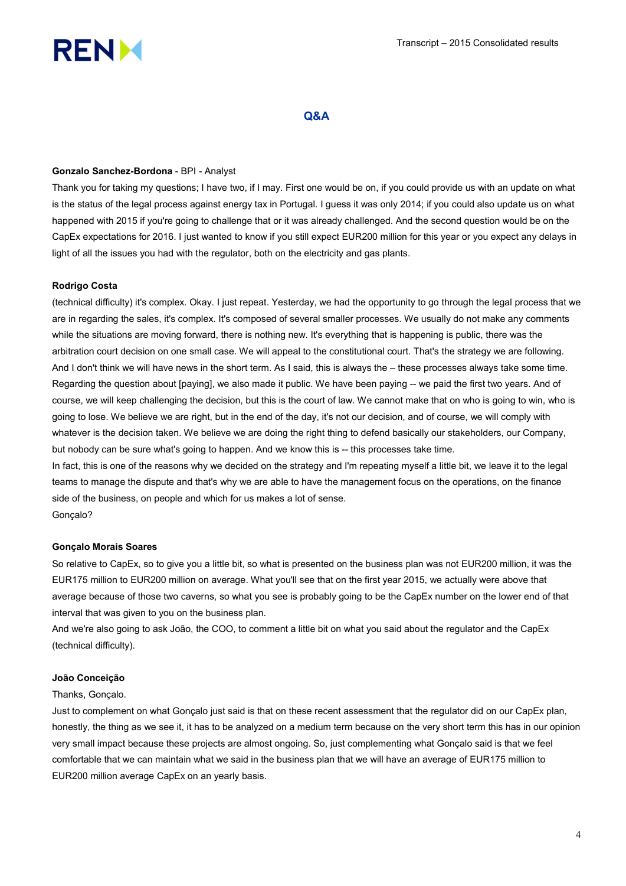## Q&A

**Gonzalo Sanchez-Bordona** - BPI - Analyst

Thank you for taking my questions; I have two, if I may. First one would be on, if you could provide us with an update on what is the status of the legal process against energy tax in Portugal. I guess it was only 2014; if you could also update us on what happened with 2015 if you're going to challenge that or it was already challenged. And the second question would be on the CapEx expectations for 2016. I just wanted to know if you still expect EUR200 million for this year or you expect any delays in light of all the issues you had with the regulator, both on the electricity and gas plants.

**Rodrigo Costa**

(technical difficulty) it's complex. Okay. I just repeat. Yesterday, we had the opportunity to go through the legal process that we are in regarding the sales, it's complex. It's composed of several smaller processes. We usually do not make any comments while the situations are moving forward, there is nothing new. It's everything that is happening is public, there was the arbitration court decision on one small case. We will appeal to the constitutional court. That's the strategy we are following. And I don't think we will have news in the short term. As I said, this is always the – these processes always take some time. Regarding the question about [paying], we also made it public. We have been paying -- we paid the first two years. And of course, we will keep challenging the decision, but this is the court of law. We cannot make that on who is going to win, who is going to lose. We believe we are right, but in the end of the day, it's not our decision, and of course, we will comply with whatever is the decision taken. We believe we are doing the right thing to defend basically our stakeholders, our Company, but nobody can be sure what's going to happen. And we know this is -- this processes take time.

In fact, this is one of the reasons why we decided on the strategy and I'm repeating myself a little bit, we leave it to the legal teams to manage the dispute and that's why we are able to have the management focus on the operations, on the finance side of the business, on people and which for us makes a lot of sense.

Gonçalo?

**Gonçalo Morais Soares**

So relative to CapEx, so to give you a little bit, so what is presented on the business plan was not EUR200 million, it was the EUR175 million to EUR200 million on average. What you'll see that on the first year 2015, we actually were above that average because of those two caverns, so what you see is probably going to be the CapEx number on the lower end of that interval that was given to you on the business plan.

And we're also going to ask João, the COO, to comment a little bit on what you said about the regulator and the CapEx (technical difficulty).

**João Conceição**

Thanks, Gonçalo.

Just to complement on what Gonçalo just said is that on these recent assessment that the regulator did on our CapEx plan, honestly, the thing as we see it, it has to be analyzed on a medium term because on the very short term this has in our opinion very small impact because these projects are almost ongoing. So, just complementing what Gonçalo said is that we feel comfortable that we can maintain what we said in the business plan that we will have an average of EUR175 million to EUR200 million average CapEx on an yearly basis.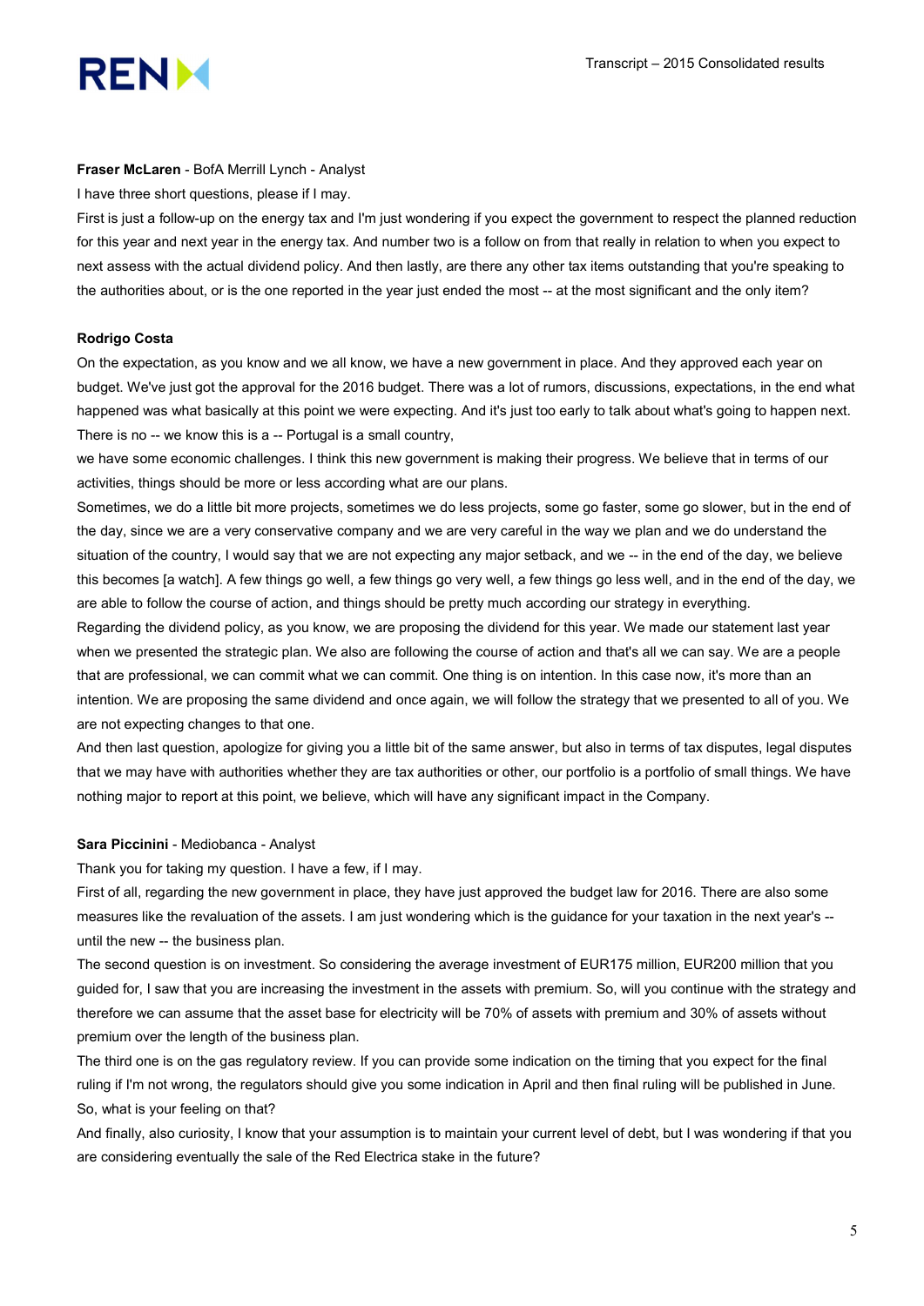**Fraser McLaren** - BofA Merrill Lynch - Analyst

I have three short questions, please if I may.

First is just a follow-up on the energy tax and I'm just wondering if you expect the government to respect the planned reduction for this year and next year in the energy tax. And number two is a follow on from that really in relation to when you expect to next assess with the actual dividend policy. And then lastly, are there any other tax items outstanding that you're speaking to the authorities about, or is the one reported in the year just ended the most -- at the most significant and the only item?

**Rodrigo Costa**

On the expectation, as you know and we all know, we have a new government in place. And they approved each year on budget. We've just got the approval for the 2016 budget. There was a lot of rumors, discussions, expectations, in the end what happened was what basically at this point we were expecting. And it's just too early to talk about what's going to happen next. There is no -- we know this is a -- Portugal is a small country,

we have some economic challenges. I think this new government is making their progress. We believe that in terms of our activities, things should be more or less according what are our plans.

Sometimes, we do a little bit more projects, sometimes we do less projects, some go faster, some go slower, but in the end of the day, since we are a very conservative company and we are very careful in the way we plan and we do understand the situation of the country, I would say that we are not expecting any major setback, and we -- in the end of the day, we believe this becomes [a watch]. A few things go well, a few things go very well, a few things go less well, and in the end of the day, we are able to follow the course of action, and things should be pretty much according our strategy in everything.

Regarding the dividend policy, as you know, we are proposing the dividend for this year. We made our statement last year when we presented the strategic plan. We also are following the course of action and that's all we can say. We are a people that are professional, we can commit what we can commit. One thing is on intention. In this case now, it's more than an intention. We are proposing the same dividend and once again, we will follow the strategy that we presented to all of you. We are not expecting changes to that one.

And then last question, apologize for giving you a little bit of the same answer, but also in terms of tax disputes, legal disputes that we may have with authorities whether they are tax authorities or other, our portfolio is a portfolio of small things. We have nothing major to report at this point, we believe, which will have any significant impact in the Company.

**Sara Piccinini** - Mediobanca - Analyst

Thank you for taking my question. I have a few, if I may.

First of all, regarding the new government in place, they have just approved the budget law for 2016. There are also some measures like the revaluation of the assets. I am just wondering which is the guidance for your taxation in the next year's -- until the new -- the business plan.

The second question is on investment. So considering the average investment of EUR175 million, EUR200 million that you guided for, I saw that you are increasing the investment in the assets with premium. So, will you continue with the strategy and therefore we can assume that the asset base for electricity will be 70% of assets with premium and 30% of assets without premium over the length of the business plan.

The third one is on the gas regulatory review. If you can provide some indication on the timing that you expect for the final ruling if I'm not wrong, the regulators should give you some indication in April and then final ruling will be published in June. So, what is your feeling on that?

And finally, also curiosity, I know that your assumption is to maintain your current level of debt, but I was wondering if that you are considering eventually the sale of the Red Electrica stake in the future?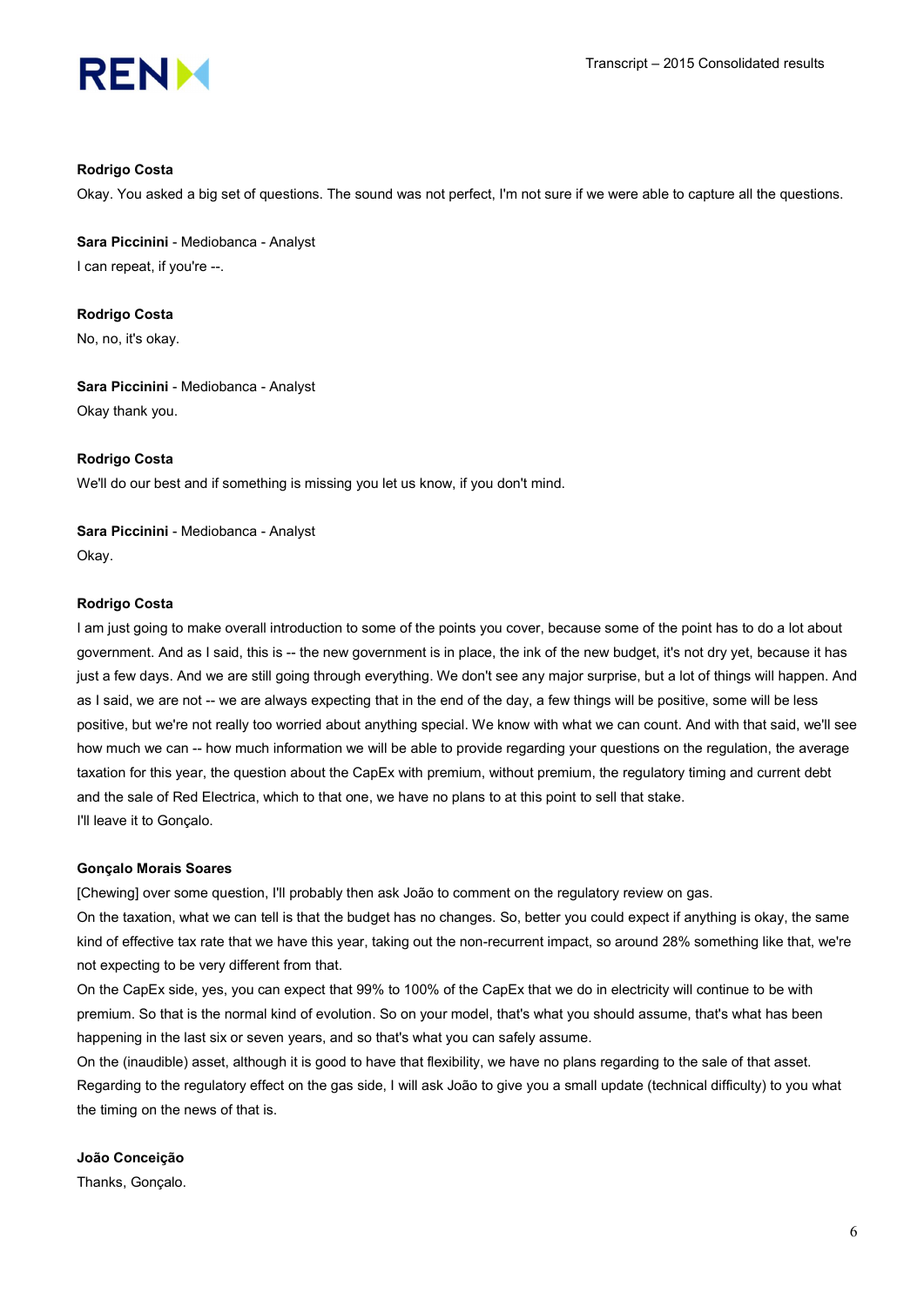**Rodrigo Costa**

Okay. You asked a big set of questions. The sound was not perfect, I'm not sure if we were able to capture all the questions.

**Sara Piccinini** - Mediobanca - Analyst

I can repeat, if you're --.

**Rodrigo Costa**

No, no, it's okay.

**Sara Piccinini** - Mediobanca - Analyst

Okay thank you.

**Rodrigo Costa**

We'll do our best and if something is missing you let us know, if you don't mind.

**Sara Piccinini** - Mediobanca - Analyst

Okay.

**Rodrigo Costa**

I am just going to make overall introduction to some of the points you cover, because some of the point has to do a lot about government. And as I said, this is -- the new government is in place, the ink of the new budget, it's not dry yet, because it has just a few days. And we are still going through everything. We don't see any major surprise, but a lot of things will happen. And as I said, we are not -- we are always expecting that in the end of the day, a few things will be positive, some will be less positive, but we're not really too worried about anything special. We know with what we can count. And with that said, we'll see how much we can -- how much information we will be able to provide regarding your questions on the regulation, the average taxation for this year, the question about the CapEx with premium, without premium, the regulatory timing and current debt and the sale of Red Electrica, which to that one, we have no plans to at this point to sell that stake.

I'll leave it to Gonçalo.

**Gonçalo Morais Soares**

[Chewing] over some question, I'll probably then ask João to comment on the regulatory review on gas.

On the taxation, what we can tell is that the budget has no changes. So, better you could expect if anything is okay, the same kind of effective tax rate that we have this year, taking out the non-recurrent impact, so around 28% something like that, we're not expecting to be very different from that.

On the CapEx side, yes, you can expect that 99% to 100% of the CapEx that we do in electricity will continue to be with premium. So that is the normal kind of evolution. So on your model, that's what you should assume, that's what has been happening in the last six or seven years, and so that's what you can safely assume.

On the (inaudible) asset, although it is good to have that flexibility, we have no plans regarding to the sale of that asset. Regarding to the regulatory effect on the gas side, I will ask João to give you a small update (technical difficulty) to you what the timing on the news of that is.

**João Conceição**

Thanks, Gonçalo.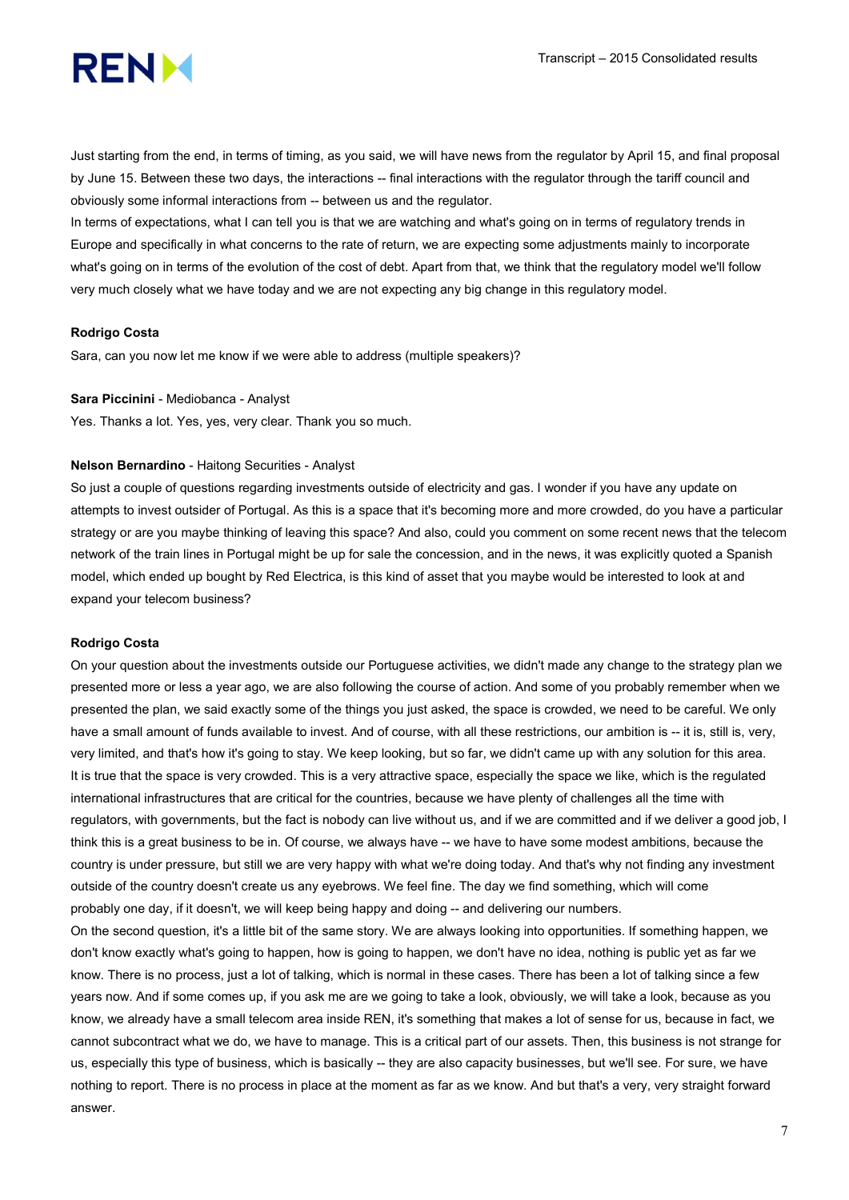Just starting from the end, in terms of timing, as you said, we will have news from the regulator by April 15, and final proposal by June 15. Between these two days, the interactions -- final interactions with the regulator through the tariff council and obviously some informal interactions from -- between us and the regulator.

In terms of expectations, what I can tell you is that we are watching and what's going on in terms of regulatory trends in Europe and specifically in what concerns to the rate of return, we are expecting some adjustments mainly to incorporate what's going on in terms of the evolution of the cost of debt. Apart from that, we think that the regulatory model we'll follow very much closely what we have today and we are not expecting any big change in this regulatory model.

**Rodrigo Costa**

Sara, can you now let me know if we were able to address (multiple speakers)?

**Sara Piccinini** - Mediobanca - Analyst

Yes. Thanks a lot. Yes, yes, very clear. Thank you so much.

**Nelson Bernardino** - Haitong Securities - Analyst

So just a couple of questions regarding investments outside of electricity and gas. I wonder if you have any update on attempts to invest outsider of Portugal. As this is a space that it's becoming more and more crowded, do you have a particular strategy or are you maybe thinking of leaving this space? And also, could you comment on some recent news that the telecom network of the train lines in Portugal might be up for sale the concession, and in the news, it was explicitly quoted a Spanish model, which ended up bought by Red Electrica, is this kind of asset that you maybe would be interested to look at and expand your telecom business?

**Rodrigo Costa**

On your question about the investments outside our Portuguese activities, we didn't made any change to the strategy plan we presented more or less a year ago, we are also following the course of action. And some of you probably remember when we presented the plan, we said exactly some of the things you just asked, the space is crowded, we need to be careful. We only have a small amount of funds available to invest. And of course, with all these restrictions, our ambition is -- it is, still is, very, very limited, and that's how it's going to stay. We keep looking, but so far, we didn't came up with any solution for this area.

It is true that the space is very crowded. This is a very attractive space, especially the space we like, which is the regulated international infrastructures that are critical for the countries, because we have plenty of challenges all the time with regulators, with governments, but the fact is nobody can live without us, and if we are committed and if we deliver a good job, I think this is a great business to be in. Of course, we always have -- we have to have some modest ambitions, because the country is under pressure, but still we are very happy with what we're doing today. And that's why not finding any investment outside of the country doesn't create us any eyebrows. We feel fine. The day we find something, which will come probably one day, if it doesn't, we will keep being happy and doing -- and delivering our numbers.

On the second question, it's a little bit of the same story. We are always looking into opportunities. If something happen, we don't know exactly what's going to happen, how is going to happen, we don't have no idea, nothing is public yet as far we know. There is no process, just a lot of talking, which is normal in these cases. There has been a lot of talking since a few years now. And if some comes up, if you ask me are we going to take a look, obviously, we will take a look, because as you know, we already have a small telecom area inside REN, it's something that makes a lot of sense for us, because in fact, we cannot subcontract what we do, we have to manage. This is a critical part of our assets. Then, this business is not strange for us, especially this type of business, which is basically -- they are also capacity businesses, but we'll see. For sure, we have nothing to report. There is no process in place at the moment as far as we know. And but that's a very, very straight forward answer.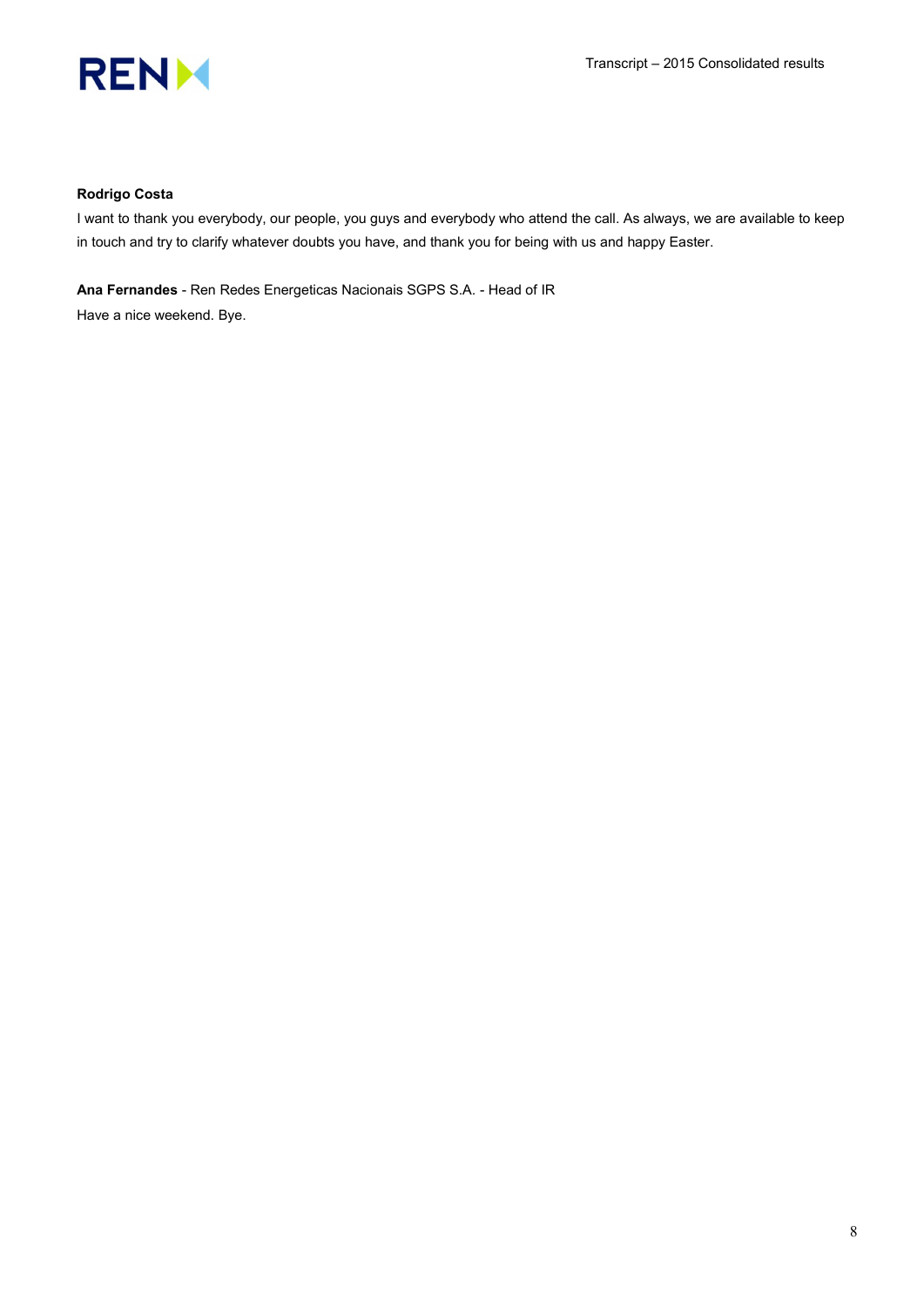**Rodrigo Costa**

I want to thank you everybody, our people, you guys and everybody who attend the call. As always, we are available to keep in touch and try to clarify whatever doubts you have, and thank you for being with us and happy Easter.

**Ana Fernandes** - Ren Redes Energeticas Nacionais SGPS S.A. - Head of IR

Have a nice weekend. Bye.